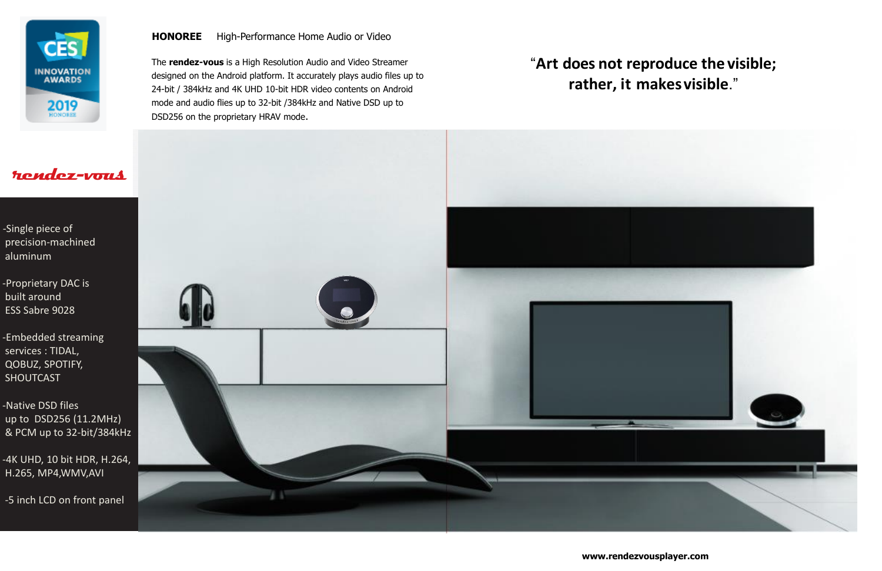**HONOREE** High-Performance Home Audio or Video

The **rendez-vous** is a High Resolution Audio and Video Streamer designed on the Android platform. It accurately plays audio files up to 24-bit / 384kHz and 4K UHD 10-bit HDR video contents on Android mode and audio flies up to 32-bit /384kHz and Native DSD up to DSD256 on the proprietary HRAV mode.

**"Art does not reproduce the visible; rather, it makes visible."**

rendez-vous

- Single piece of precision-machined aluminum
- Proprietary DAC is built around ESS Sabre 9028
- Embedded streaming services : TIDAL, QOBUZ, SPOTIFY, SHOUTCAST
- Native DSD files up to DSD256 (11.2MHz) & PCM up to 32-bit/384kHz
- 4K UHD, 10 bit HDR, H.264, H.265, MP4,WMV,AVI
- 5 inch LCD on front panel

**www.rendezvousplayer.com**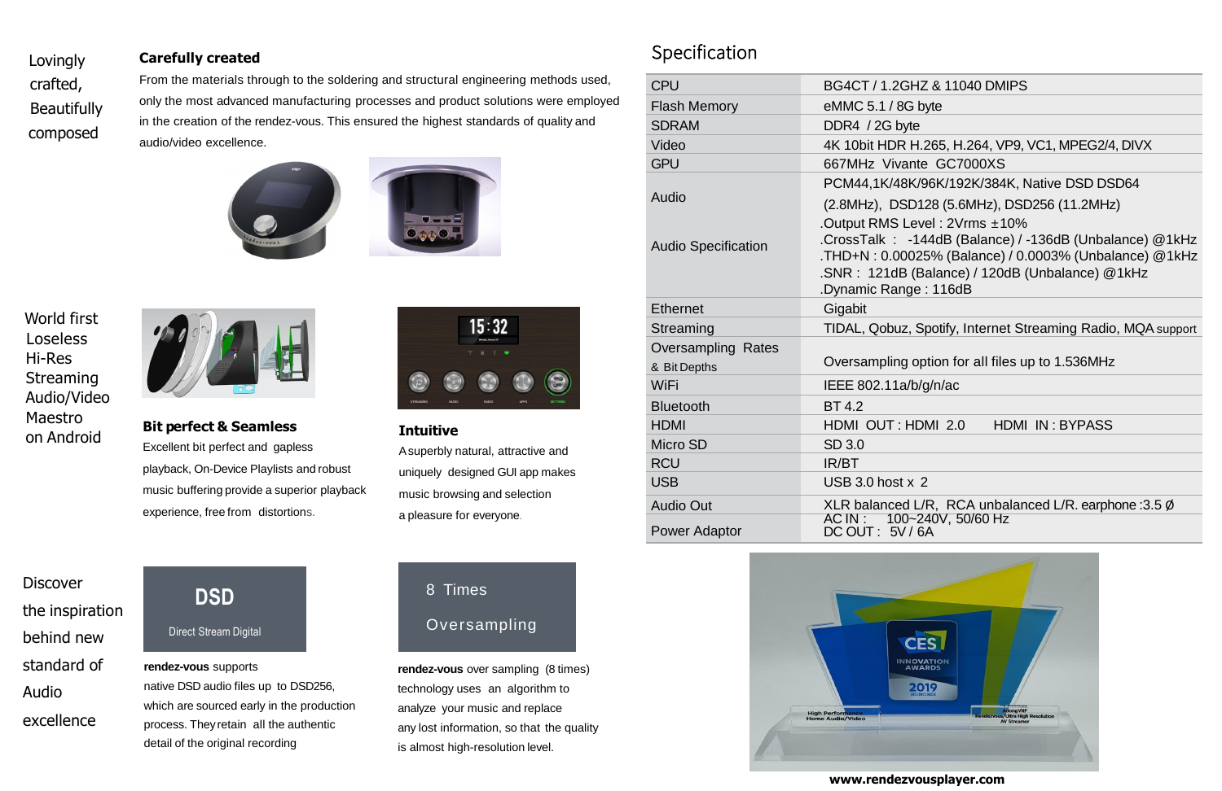## Lovingly crafted, Beautifully composed

### Carefully created

From the materials through to the soldering and structural engineering methods used, only the most advanced manufacturing processes and product solutions were employed in the creation of the rendez-vous. This ensured the highest standards of quality and audio/video excellence.

## World first Loseless Hi-Res Streaming Audio/Video Maestro on Android

### Bit perfect & Seamless

Excellent bit perfect and gapless playback, On-Device Playlists and robust music buffering provide a superior playback experience, free from distortions.

### Intuitive

A superbly natural, attractive and uniquely designed GUI app makes music browsing and selection a pleasure for everyone.

## Discover the inspiration behind new standard of Audio excellence

**DSD**

Direct Stream Digital

**rendez-vous** supports native DSD audio files up to DSD256, which are sourced early in the production process. They retain all the authentic detail of the original recording

**8 Times Oversampling**

**rendez-vous** over sampling (8 times) technology uses an algorithm to analyze your music and replace any lost information, so that the quality is almost high-resolution level.

## Specification

| | |
|---|---|
| CPU | BG4CT / 1.2GHZ & 11040 DMIPS |
| Flash Memory | eMMC 5.1 / 8G byte |
| SDRAM | DDR4 / 2G byte |
| Video | 4K 10bit HDR H.265, H.264, VP9, VC1, MPEG2/4, DIVX |
| GPU | 667MHz Vivante GC7000XS |
| Audio | PCM44,1K/48K/96K/192K/384K, Native DSD DSD64 (2.8MHz), DSD128 (5.6MHz), DSD256 (11.2MHz) |
| Audio Specification | .Output RMS Level : 2Vrms ±10%<br>.CrossTalk : -144dB (Balance) / -136dB (Unbalance) @1kHz<br>.THD+N : 0.00025% (Balance) / 0.0003% (Unbalance) @1kHz<br>.SNR : 121dB (Balance) / 120dB (Unbalance) @1kHz<br>.Dynamic Range : 116dB |
| Ethernet | Gigabit |
| Streaming | TIDAL, Qobuz, Spotify, Internet Streaming Radio, MQA support |
| Oversampling Rates & Bit Depths | Oversampling option for all files up to 1.536MHz |
| WiFi | IEEE 802.11a/b/g/n/ac |
| Bluetooth | BT 4.2 |
| HDMI | HDMI OUT : HDMI 2.0 HDMI IN : BYPASS |
| Micro SD | SD 3.0 |
| RCU | IR/BT |
| USB | USB 3.0 host x 2 |
| Audio Out | XLR balanced L/R, RCA unbalanced L/R. earphone :3.5 Ø |
| Power Adaptor | AC IN : 100~240V, 50/60 Hz<br>DC OUT : 5V / 6A |

**www.rendezvousplayer.com**